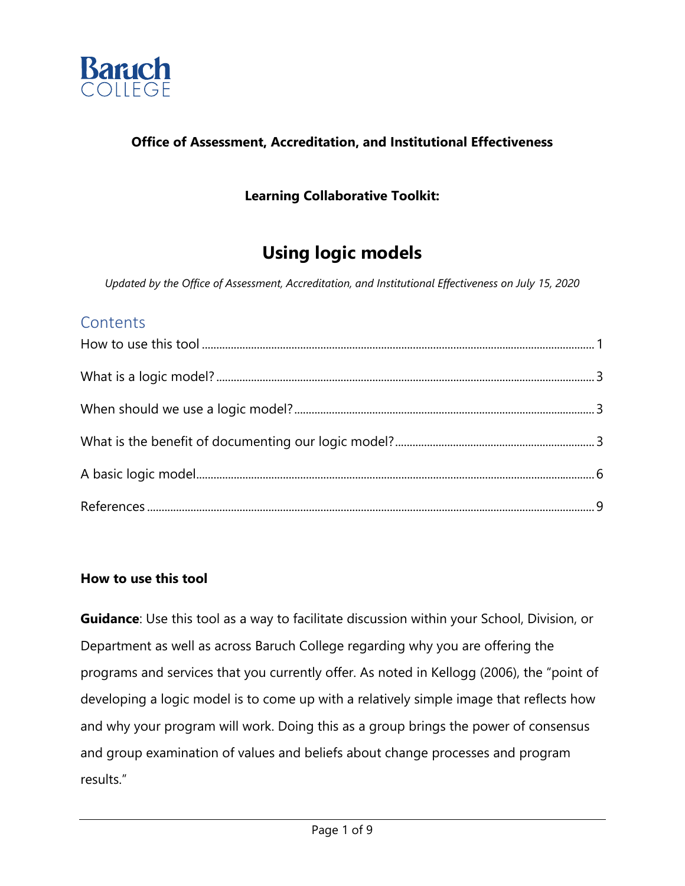**Office of Assessment, Accreditation, and Institutional Effectiveness**

**Learning Collaborative Toolkit:**

# Using logic models

*Updated by the Office of Assessment, Accreditation, and Institutional Effectiveness on July 15, 2020*

## Contents

- How to use this tool ........ 1
- What is a logic model? ........ 3
- When should we use a logic model? ........ 3
- What is the benefit of documenting our logic model? ........ 3
- A basic logic model ........ 6
- References ........ 9

**How to use this tool**

**Guidance**: Use this tool as a way to facilitate discussion within your School, Division, or Department as well as across Baruch College regarding why you are offering the programs and services that you currently offer. As noted in Kellogg (2006), the "point of developing a logic model is to come up with a relatively simple image that reflects how and why your program will work. Doing this as a group brings the power of consensus and group examination of values and beliefs about change processes and program results."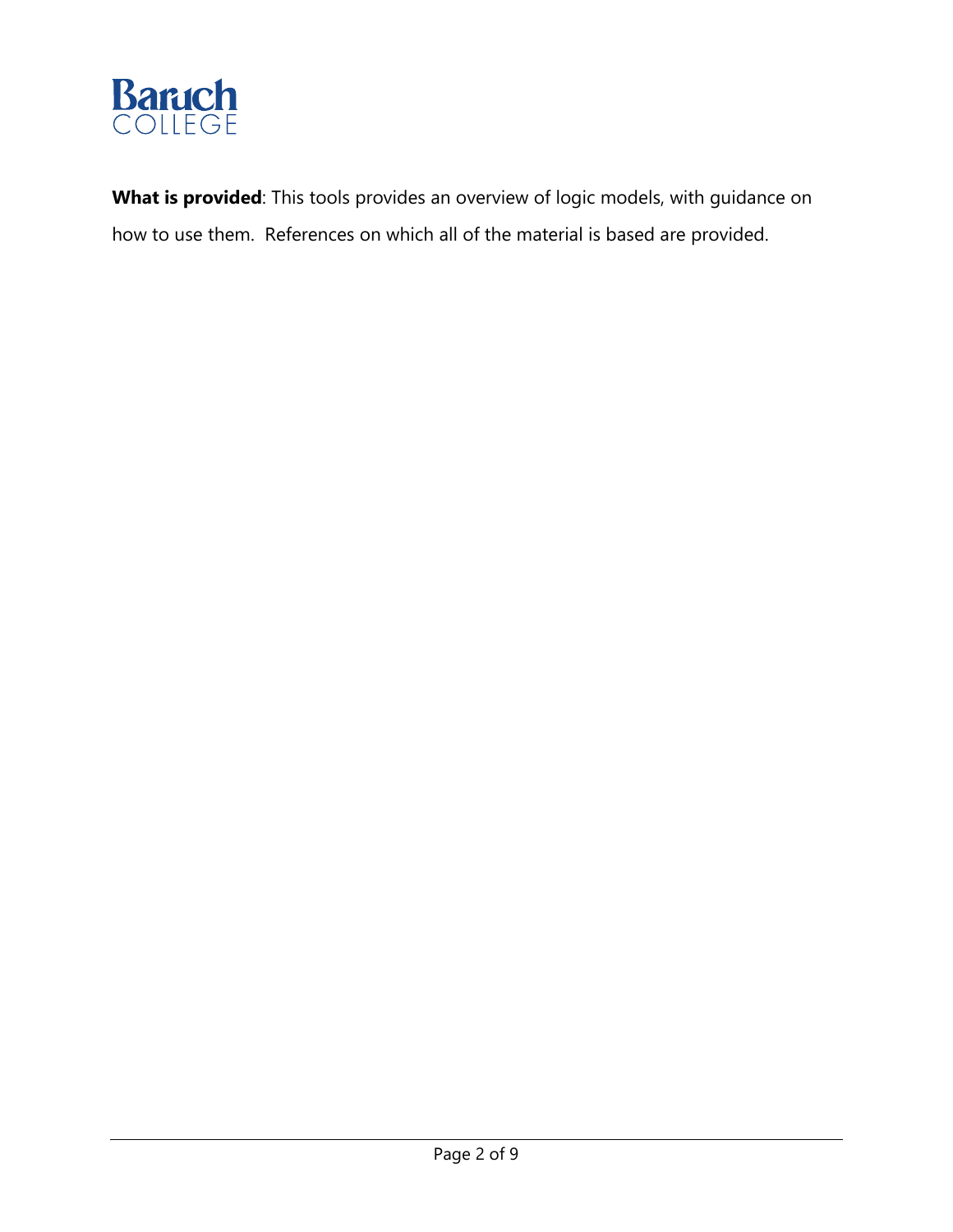**What is provided**: This tools provides an overview of logic models, with guidance on how to use them. References on which all of the material is based are provided.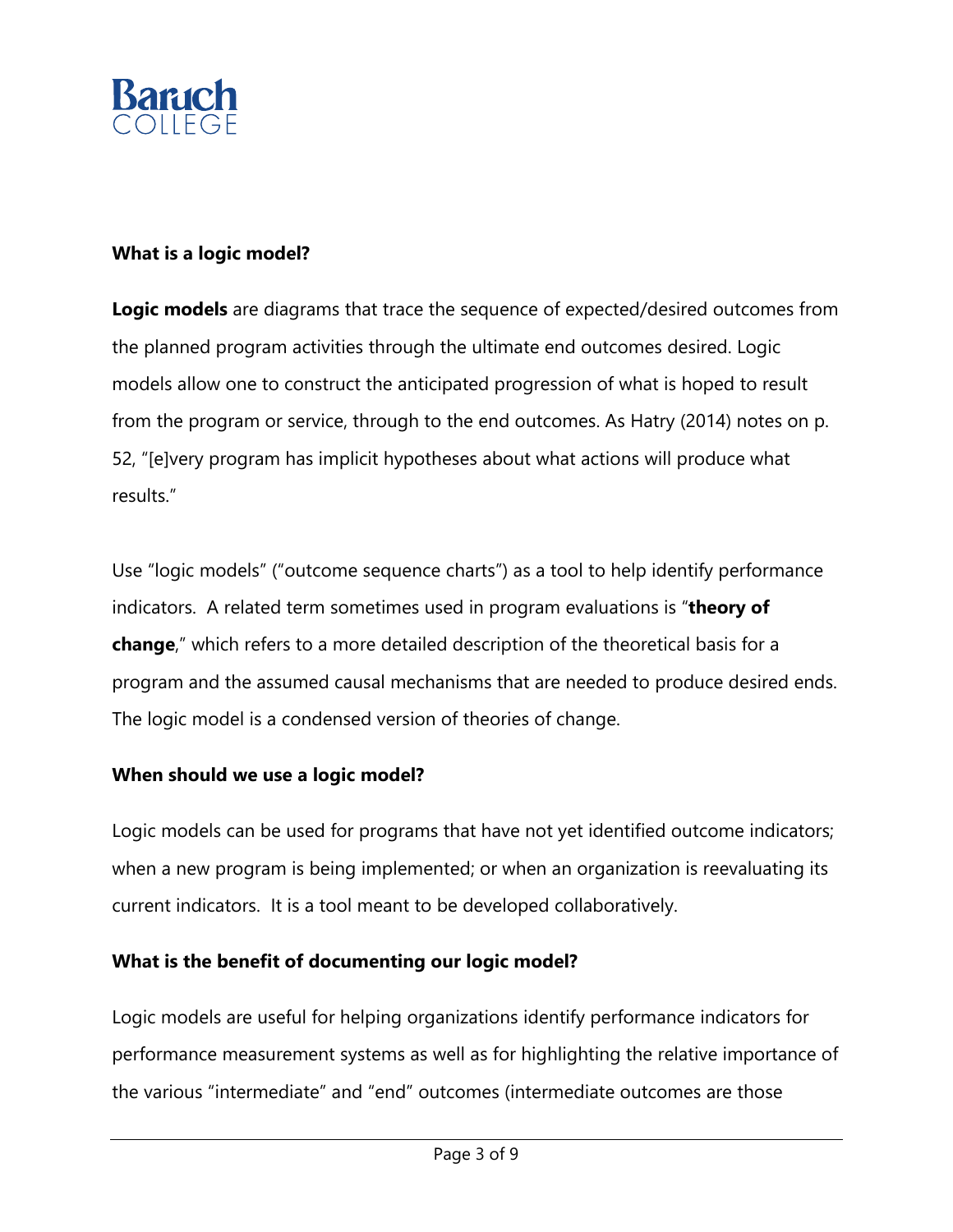### What is a logic model?

**Logic models** are diagrams that trace the sequence of expected/desired outcomes from the planned program activities through the ultimate end outcomes desired. Logic models allow one to construct the anticipated progression of what is hoped to result from the program or service, through to the end outcomes. As Hatry (2014) notes on p. 52, "[e]very program has implicit hypotheses about what actions will produce what results."

Use "logic models" ("outcome sequence charts") as a tool to help identify performance indicators. A related term sometimes used in program evaluations is "**theory of change**," which refers to a more detailed description of the theoretical basis for a program and the assumed causal mechanisms that are needed to produce desired ends. The logic model is a condensed version of theories of change.

### When should we use a logic model?

Logic models can be used for programs that have not yet identified outcome indicators; when a new program is being implemented; or when an organization is reevaluating its current indicators. It is a tool meant to be developed collaboratively.

### What is the benefit of documenting our logic model?

Logic models are useful for helping organizations identify performance indicators for performance measurement systems as well as for highlighting the relative importance of the various "intermediate" and "end" outcomes (intermediate outcomes are those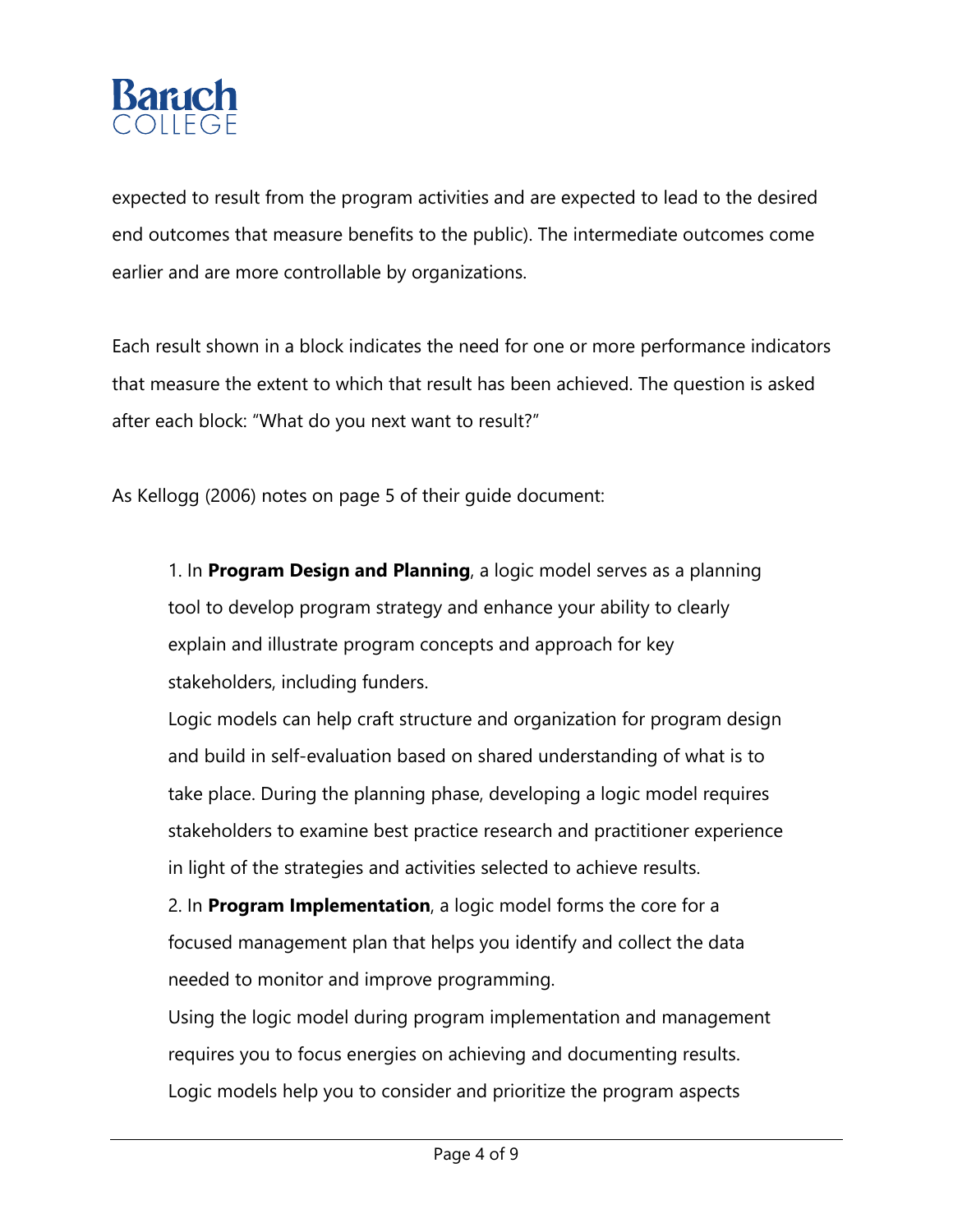expected to result from the program activities and are expected to lead to the desired end outcomes that measure benefits to the public). The intermediate outcomes come earlier and are more controllable by organizations.

Each result shown in a block indicates the need for one or more performance indicators that measure the extent to which that result has been achieved. The question is asked after each block: “What do you next want to result?”

As Kellogg (2006) notes on page 5 of their guide document:

> 1. In **Program Design and Planning**, a logic model serves as a planning tool to develop program strategy and enhance your ability to clearly explain and illustrate program concepts and approach for key stakeholders, including funders.
>
> Logic models can help craft structure and organization for program design and build in self-evaluation based on shared understanding of what is to take place. During the planning phase, developing a logic model requires stakeholders to examine best practice research and practitioner experience in light of the strategies and activities selected to achieve results.
>
> 2. In **Program Implementation**, a logic model forms the core for a focused management plan that helps you identify and collect the data needed to monitor and improve programming.
>
> Using the logic model during program implementation and management requires you to focus energies on achieving and documenting results. Logic models help you to consider and prioritize the program aspects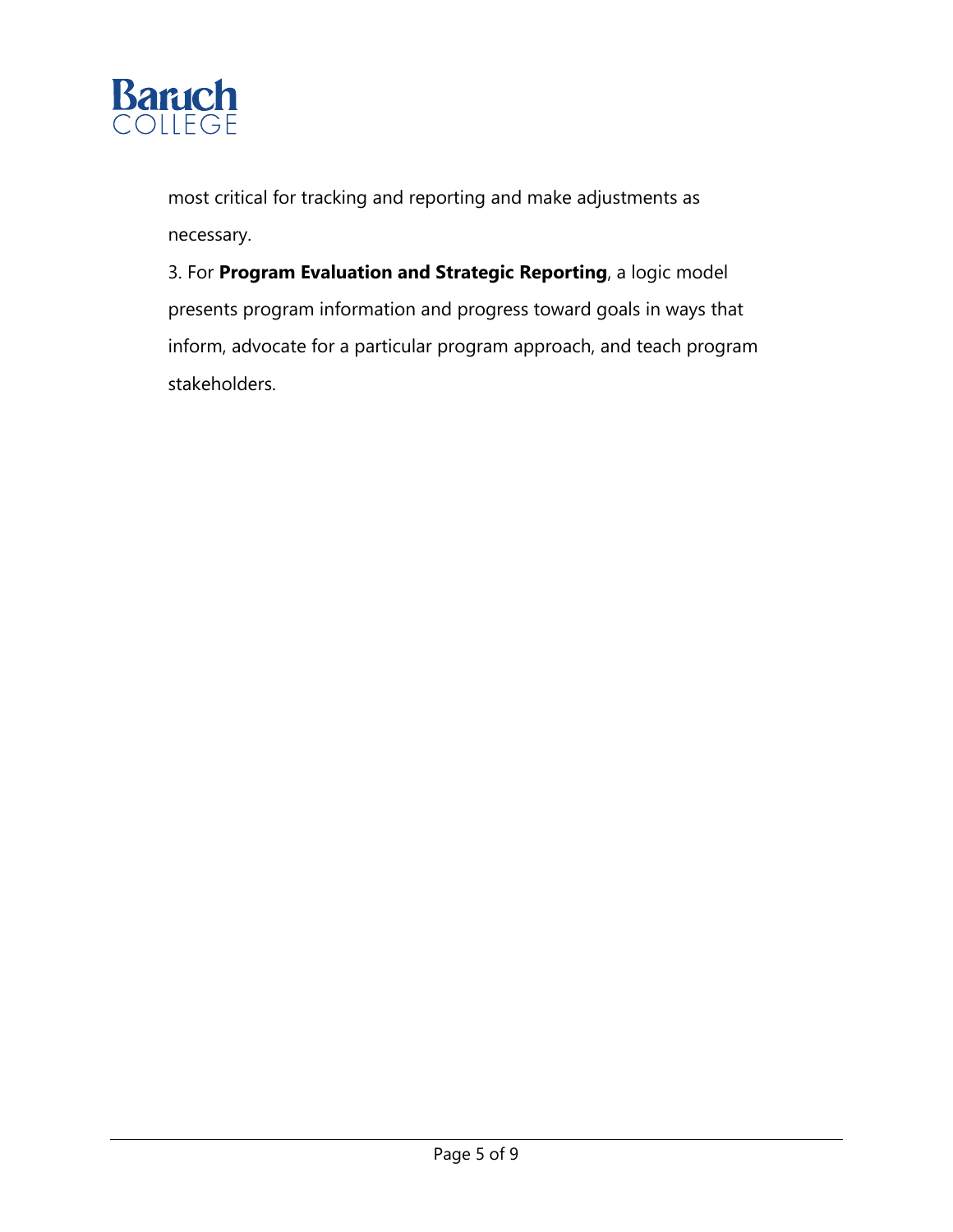most critical for tracking and reporting and make adjustments as necessary.

3. For **Program Evaluation and Strategic Reporting**, a logic model presents program information and progress toward goals in ways that inform, advocate for a particular program approach, and teach program stakeholders.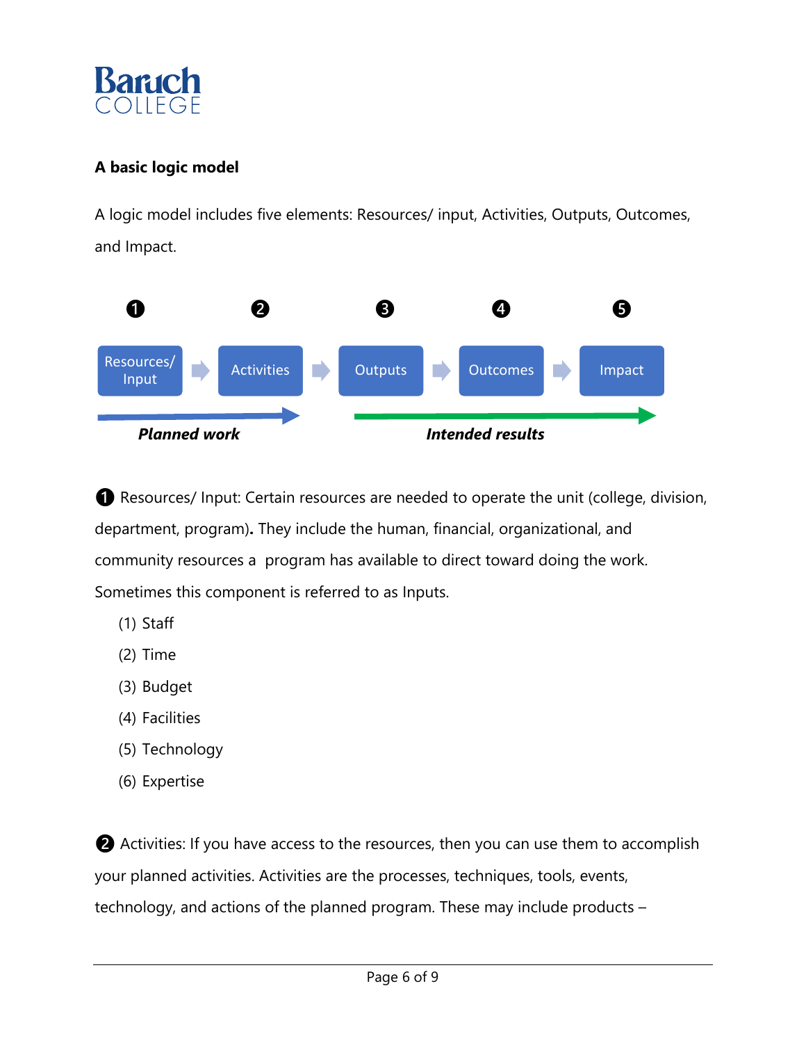**A basic logic model**

A logic model includes five elements: Resources/ input, Activities, Outputs, Outcomes, and Impact.

❶ Resources/ Input → ❷ Activities → ❸ Outputs → ❹ Outcomes → ❺ Impact

***Planned work*** ***Intended results***

❶ Resources/ Input: Certain resources are needed to operate the unit (college, division, department, program). They include the human, financial, organizational, and community resources a program has available to direct toward doing the work. Sometimes this component is referred to as Inputs.

(1) Staff
(2) Time
(3) Budget
(4) Facilities
(5) Technology
(6) Expertise

❷ Activities: If you have access to the resources, then you can use them to accomplish your planned activities. Activities are the processes, techniques, tools, events, technology, and actions of the planned program. These may include products –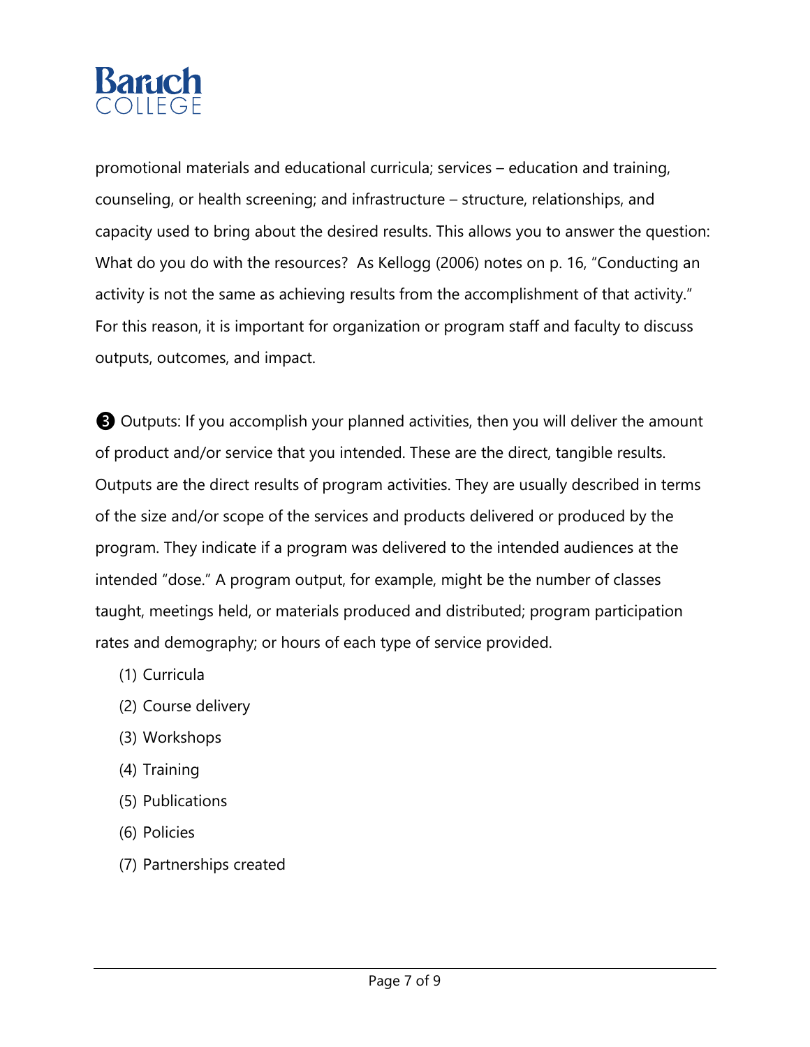promotional materials and educational curricula; services – education and training, counseling, or health screening; and infrastructure – structure, relationships, and capacity used to bring about the desired results. This allows you to answer the question: What do you do with the resources? As Kellogg (2006) notes on p. 16, "Conducting an activity is not the same as achieving results from the accomplishment of that activity." For this reason, it is important for organization or program staff and faculty to discuss outputs, outcomes, and impact.

❸ Outputs: If you accomplish your planned activities, then you will deliver the amount of product and/or service that you intended. These are the direct, tangible results. Outputs are the direct results of program activities. They are usually described in terms of the size and/or scope of the services and products delivered or produced by the program. They indicate if a program was delivered to the intended audiences at the intended "dose." A program output, for example, might be the number of classes taught, meetings held, or materials produced and distributed; program participation rates and demography; or hours of each type of service provided.

(1) Curricula
(2) Course delivery
(3) Workshops
(4) Training
(5) Publications
(6) Policies
(7) Partnerships created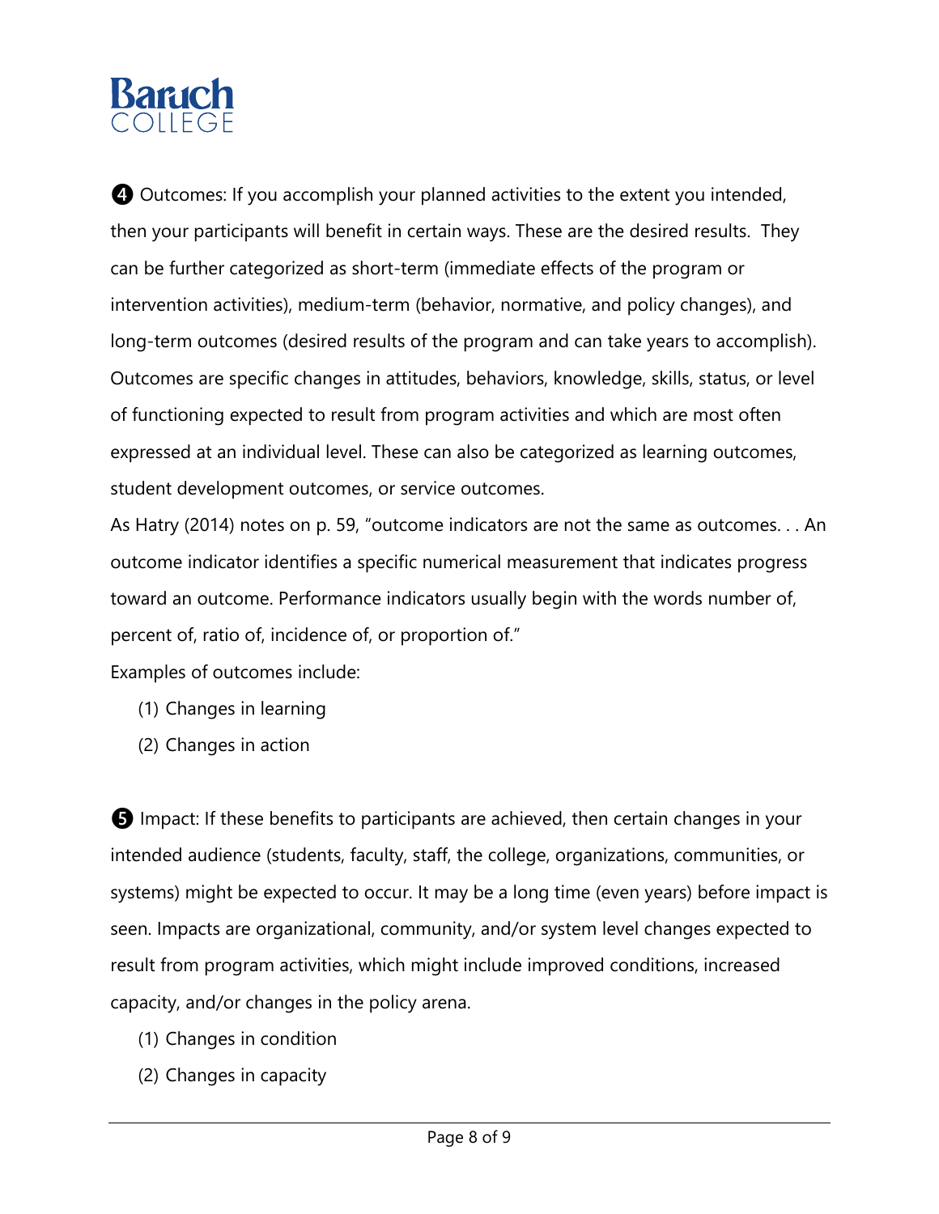❹ Outcomes: If you accomplish your planned activities to the extent you intended, then your participants will benefit in certain ways. These are the desired results. They can be further categorized as short-term (immediate effects of the program or intervention activities), medium-term (behavior, normative, and policy changes), and long-term outcomes (desired results of the program and can take years to accomplish). Outcomes are specific changes in attitudes, behaviors, knowledge, skills, status, or level of functioning expected to result from program activities and which are most often expressed at an individual level. These can also be categorized as learning outcomes, student development outcomes, or service outcomes.

As Hatry (2014) notes on p. 59, "outcome indicators are not the same as outcomes. . . An outcome indicator identifies a specific numerical measurement that indicates progress toward an outcome. Performance indicators usually begin with the words number of, percent of, ratio of, incidence of, or proportion of."

Examples of outcomes include:

(1) Changes in learning

(2) Changes in action

❺ Impact: If these benefits to participants are achieved, then certain changes in your intended audience (students, faculty, staff, the college, organizations, communities, or systems) might be expected to occur. It may be a long time (even years) before impact is seen. Impacts are organizational, community, and/or system level changes expected to result from program activities, which might include improved conditions, increased capacity, and/or changes in the policy arena.

(1) Changes in condition

(2) Changes in capacity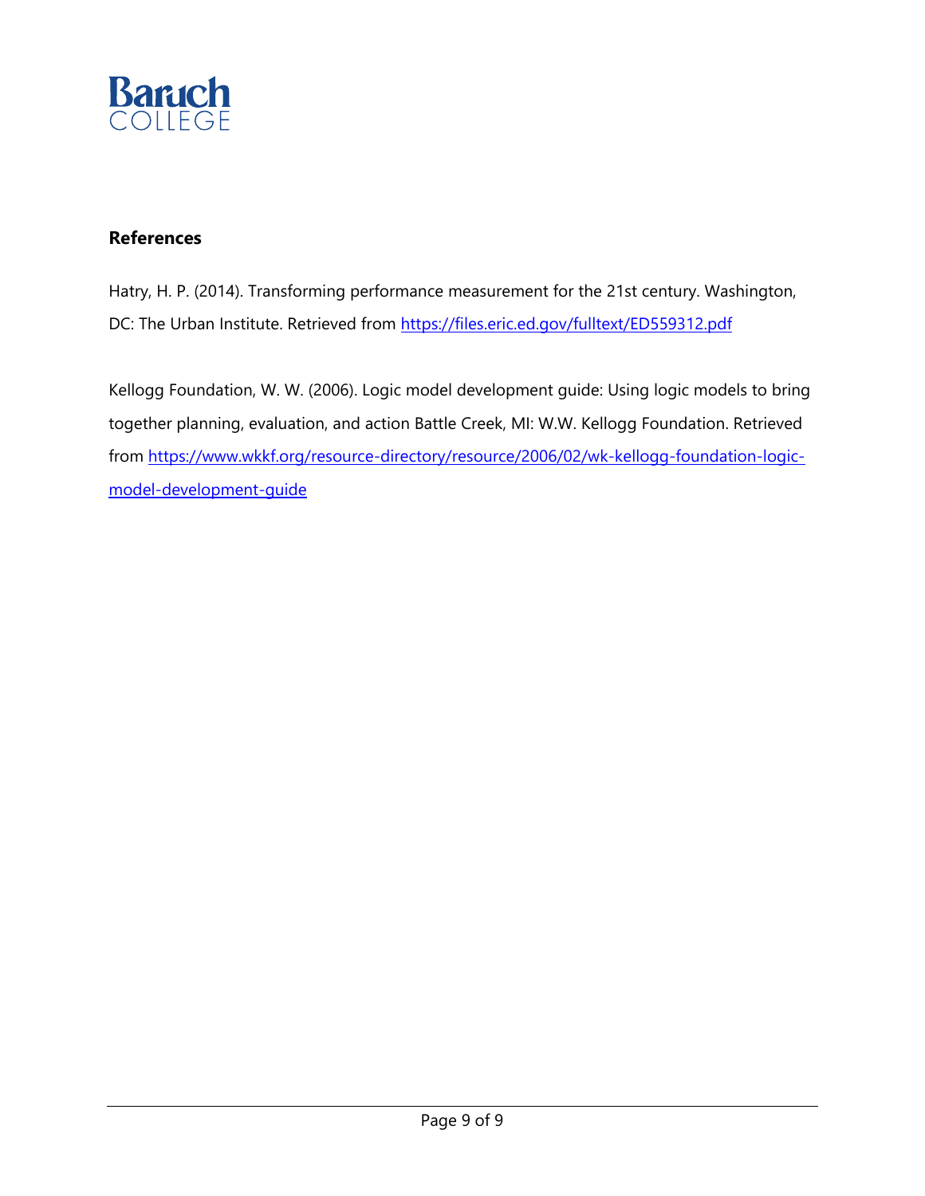**References**

Hatry, H. P. (2014). Transforming performance measurement for the 21st century. Washington, DC: The Urban Institute. Retrieved from https://files.eric.ed.gov/fulltext/ED559312.pdf

Kellogg Foundation, W. W. (2006). Logic model development guide: Using logic models to bring together planning, evaluation, and action Battle Creek, MI: W.W. Kellogg Foundation. Retrieved from https://www.wkkf.org/resource-directory/resource/2006/02/wk-kellogg-foundation-logic-model-development-guide